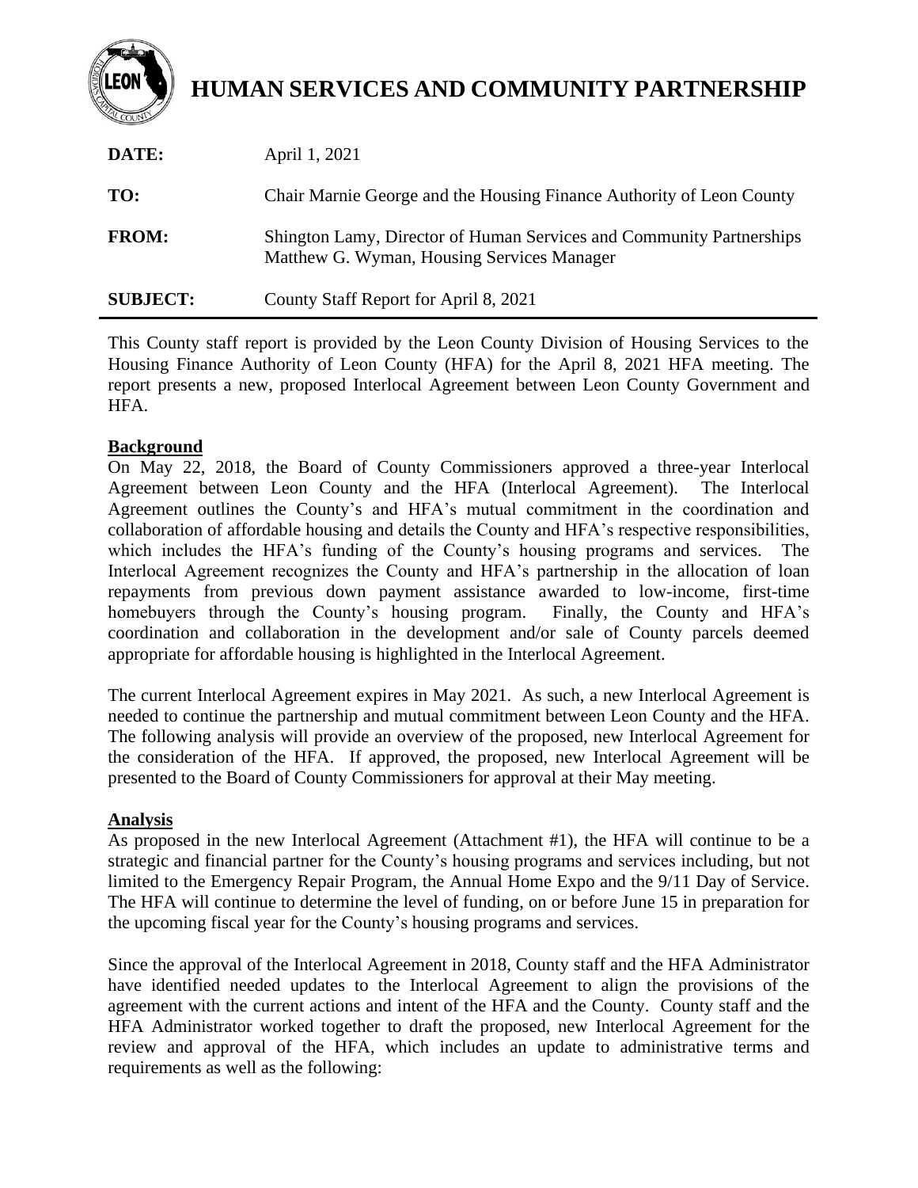# HUMAN SERVICES AND COMMUNITY PARTNERSHIP

| | |
|---|---|
| **DATE:** | April 1, 2021 |
| **TO:** | Chair Marnie George and the Housing Finance Authority of Leon County |
| **FROM:** | Shington Lamy, Director of Human Services and Community Partnerships<br>Matthew G. Wyman, Housing Services Manager |
| **SUBJECT:** | County Staff Report for April 8, 2021 |

This County staff report is provided by the Leon County Division of Housing Services to the Housing Finance Authority of Leon County (HFA) for the April 8, 2021 HFA meeting. The report presents a new, proposed Interlocal Agreement between Leon County Government and HFA.

## Background

On May 22, 2018, the Board of County Commissioners approved a three-year Interlocal Agreement between Leon County and the HFA (Interlocal Agreement). The Interlocal Agreement outlines the County's and HFA's mutual commitment in the coordination and collaboration of affordable housing and details the County and HFA's respective responsibilities, which includes the HFA's funding of the County's housing programs and services. The Interlocal Agreement recognizes the County and HFA's partnership in the allocation of loan repayments from previous down payment assistance awarded to low-income, first-time homebuyers through the County's housing program. Finally, the County and HFA's coordination and collaboration in the development and/or sale of County parcels deemed appropriate for affordable housing is highlighted in the Interlocal Agreement.

The current Interlocal Agreement expires in May 2021. As such, a new Interlocal Agreement is needed to continue the partnership and mutual commitment between Leon County and the HFA. The following analysis will provide an overview of the proposed, new Interlocal Agreement for the consideration of the HFA. If approved, the proposed, new Interlocal Agreement will be presented to the Board of County Commissioners for approval at their May meeting.

## Analysis

As proposed in the new Interlocal Agreement (Attachment #1), the HFA will continue to be a strategic and financial partner for the County's housing programs and services including, but not limited to the Emergency Repair Program, the Annual Home Expo and the 9/11 Day of Service. The HFA will continue to determine the level of funding, on or before June 15 in preparation for the upcoming fiscal year for the County's housing programs and services.

Since the approval of the Interlocal Agreement in 2018, County staff and the HFA Administrator have identified needed updates to the Interlocal Agreement to align the provisions of the agreement with the current actions and intent of the HFA and the County. County staff and the HFA Administrator worked together to draft the proposed, new Interlocal Agreement for the review and approval of the HFA, which includes an update to administrative terms and requirements as well as the following: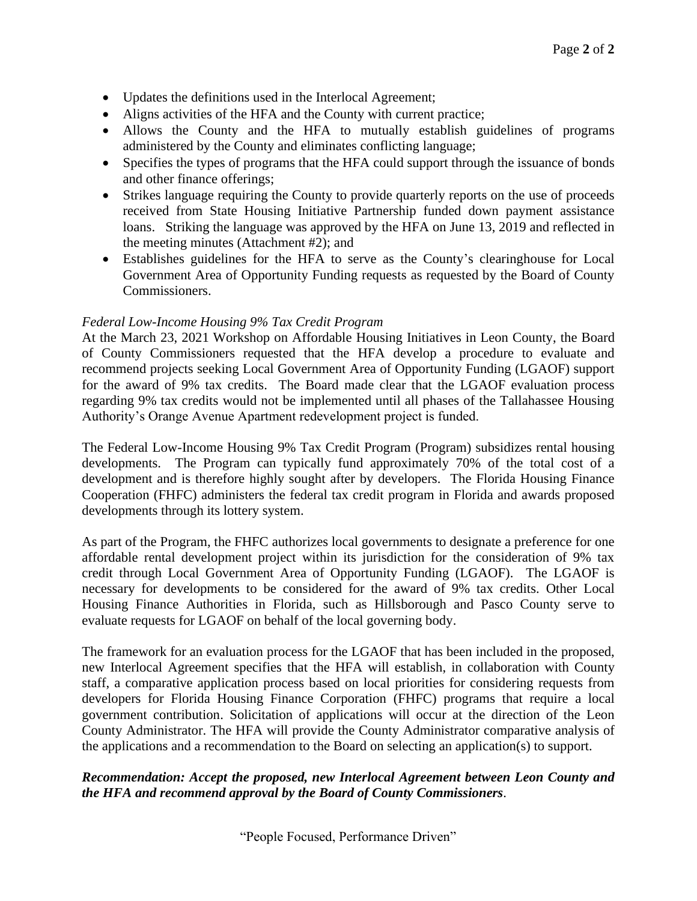- Updates the definitions used in the Interlocal Agreement;
- Aligns activities of the HFA and the County with current practice;
- Allows the County and the HFA to mutually establish guidelines of programs administered by the County and eliminates conflicting language;
- Specifies the types of programs that the HFA could support through the issuance of bonds and other finance offerings;
- Strikes language requiring the County to provide quarterly reports on the use of proceeds received from State Housing Initiative Partnership funded down payment assistance loans. Striking the language was approved by the HFA on June 13, 2019 and reflected in the meeting minutes (Attachment #2); and
- Establishes guidelines for the HFA to serve as the County's clearinghouse for Local Government Area of Opportunity Funding requests as requested by the Board of County Commissioners.

*Federal Low-Income Housing 9% Tax Credit Program*

At the March 23, 2021 Workshop on Affordable Housing Initiatives in Leon County, the Board of County Commissioners requested that the HFA develop a procedure to evaluate and recommend projects seeking Local Government Area of Opportunity Funding (LGAOF) support for the award of 9% tax credits. The Board made clear that the LGAOF evaluation process regarding 9% tax credits would not be implemented until all phases of the Tallahassee Housing Authority's Orange Avenue Apartment redevelopment project is funded.

The Federal Low-Income Housing 9% Tax Credit Program (Program) subsidizes rental housing developments. The Program can typically fund approximately 70% of the total cost of a development and is therefore highly sought after by developers. The Florida Housing Finance Cooperation (FHFC) administers the federal tax credit program in Florida and awards proposed developments through its lottery system.

As part of the Program, the FHFC authorizes local governments to designate a preference for one affordable rental development project within its jurisdiction for the consideration of 9% tax credit through Local Government Area of Opportunity Funding (LGAOF). The LGAOF is necessary for developments to be considered for the award of 9% tax credits. Other Local Housing Finance Authorities in Florida, such as Hillsborough and Pasco County serve to evaluate requests for LGAOF on behalf of the local governing body.

The framework for an evaluation process for the LGAOF that has been included in the proposed, new Interlocal Agreement specifies that the HFA will establish, in collaboration with County staff, a comparative application process based on local priorities for considering requests from developers for Florida Housing Finance Corporation (FHFC) programs that require a local government contribution. Solicitation of applications will occur at the direction of the Leon County Administrator. The HFA will provide the County Administrator comparative analysis of the applications and a recommendation to the Board on selecting an application(s) to support.

***Recommendation: Accept the proposed, new Interlocal Agreement between Leon County and the HFA and recommend approval by the Board of County Commissioners*.**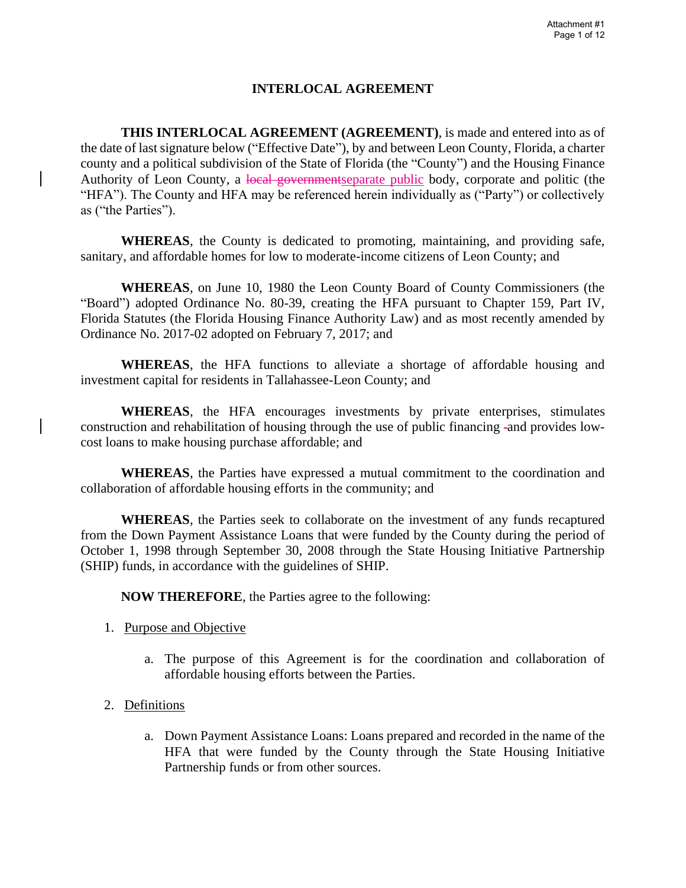# INTERLOCAL AGREEMENT

**THIS INTERLOCAL AGREEMENT (AGREEMENT)**, is made and entered into as of the date of last signature below ("Effective Date"), by and between Leon County, Florida, a charter county and a political subdivision of the State of Florida (the "County") and the Housing Finance Authority of Leon County, a ~~local government~~separate public body, corporate and politic (the "HFA"). The County and HFA may be referenced herein individually as ("Party") or collectively as ("the Parties").

**WHEREAS**, the County is dedicated to promoting, maintaining, and providing safe, sanitary, and affordable homes for low to moderate-income citizens of Leon County; and

**WHEREAS**, on June 10, 1980 the Leon County Board of County Commissioners (the "Board") adopted Ordinance No. 80-39, creating the HFA pursuant to Chapter 159, Part IV, Florida Statutes (the Florida Housing Finance Authority Law) and as most recently amended by Ordinance No. 2017-02 adopted on February 7, 2017; and

**WHEREAS**, the HFA functions to alleviate a shortage of affordable housing and investment capital for residents in Tallahassee-Leon County; and

**WHEREAS**, the HFA encourages investments by private enterprises, stimulates construction and rehabilitation of housing through the use of public financing ~~-~~and provides low-cost loans to make housing purchase affordable; and

**WHEREAS**, the Parties have expressed a mutual commitment to the coordination and collaboration of affordable housing efforts in the community; and

**WHEREAS**, the Parties seek to collaborate on the investment of any funds recaptured from the Down Payment Assistance Loans that were funded by the County during the period of October 1, 1998 through September 30, 2008 through the State Housing Initiative Partnership (SHIP) funds, in accordance with the guidelines of SHIP.

**NOW THEREFORE**, the Parties agree to the following:

1. Purpose and Objective

    a. The purpose of this Agreement is for the coordination and collaboration of affordable housing efforts between the Parties.

2. Definitions

    a. Down Payment Assistance Loans: Loans prepared and recorded in the name of the HFA that were funded by the County through the State Housing Initiative Partnership funds or from other sources.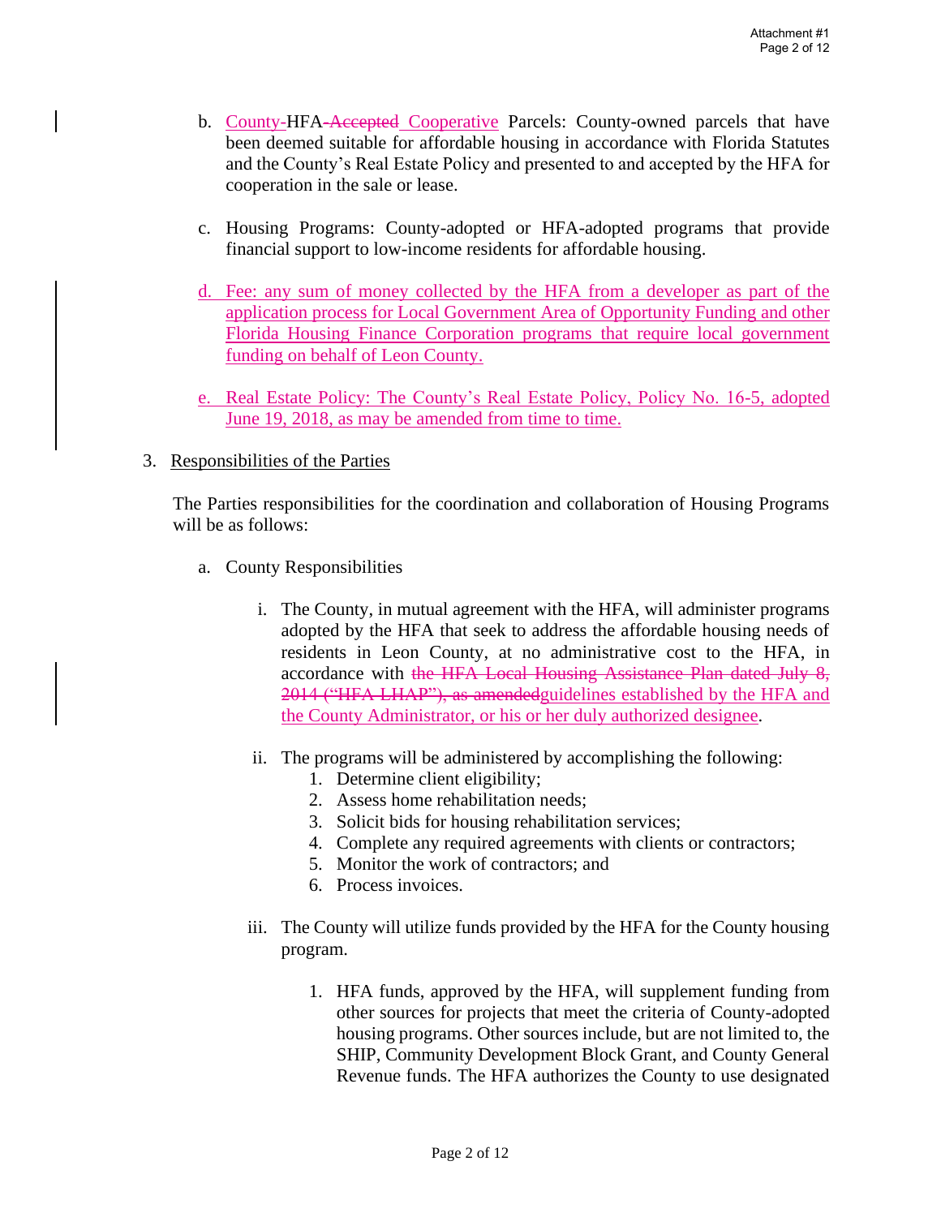b. County-HFA-Accepted Cooperative Parcels: County-owned parcels that have been deemed suitable for affordable housing in accordance with Florida Statutes and the County's Real Estate Policy and presented to and accepted by the HFA for cooperation in the sale or lease.

c. Housing Programs: County-adopted or HFA-adopted programs that provide financial support to low-income residents for affordable housing.

d. Fee: any sum of money collected by the HFA from a developer as part of the application process for Local Government Area of Opportunity Funding and other Florida Housing Finance Corporation programs that require local government funding on behalf of Leon County.

e. Real Estate Policy: The County's Real Estate Policy, Policy No. 16-5, adopted June 19, 2018, as may be amended from time to time.

3. Responsibilities of the Parties

The Parties responsibilities for the coordination and collaboration of Housing Programs will be as follows:

a. County Responsibilities

i. The County, in mutual agreement with the HFA, will administer programs adopted by the HFA that seek to address the affordable housing needs of residents in Leon County, at no administrative cost to the HFA, in accordance with ~~the HFA Local Housing Assistance Plan dated July 8, 2014 ("HFA LHAP"), as amended~~guidelines established by the HFA and the County Administrator, or his or her duly authorized designee.

ii. The programs will be administered by accomplishing the following:
   1. Determine client eligibility;
   2. Assess home rehabilitation needs;
   3. Solicit bids for housing rehabilitation services;
   4. Complete any required agreements with clients or contractors;
   5. Monitor the work of contractors; and
   6. Process invoices.

iii. The County will utilize funds provided by the HFA for the County housing program.

   1. HFA funds, approved by the HFA, will supplement funding from other sources for projects that meet the criteria of County-adopted housing programs. Other sources include, but are not limited to, the SHIP, Community Development Block Grant, and County General Revenue funds. The HFA authorizes the County to use designated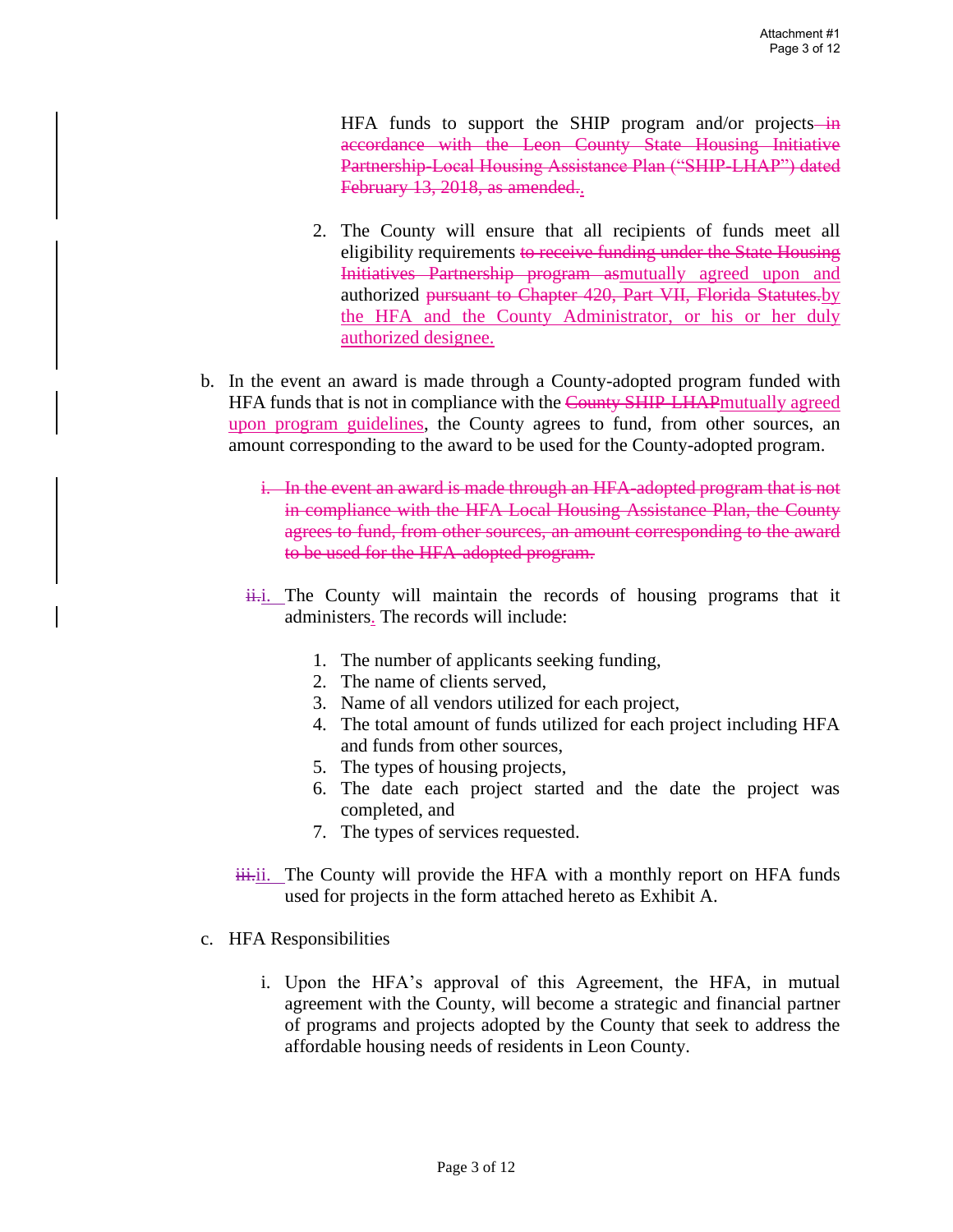HFA funds to support the SHIP program and/or projects ~~in accordance with the Leon County State Housing Initiative Partnership-Local Housing Assistance Plan ("SHIP-LHAP") dated February 13, 2018, as amended.~~.

2. The County will ensure that all recipients of funds meet all eligibility requirements ~~to receive funding under the State Housing Initiatives Partnership program as~~mutually agreed upon and authorized ~~pursuant to Chapter 420, Part VII, Florida Statutes.~~by the HFA and the County Administrator, or his or her duly authorized designee.

b. In the event an award is made through a County-adopted program funded with HFA funds that is not in compliance with the ~~County SHIP-LHAP~~mutually agreed upon program guidelines, the County agrees to fund, from other sources, an amount corresponding to the award to be used for the County-adopted program.

~~i. In the event an award is made through an HFA-adopted program that is not in compliance with the HFA Local Housing Assistance Plan, the County agrees to fund, from other sources, an amount corresponding to the award to be used for the HFA-adopted program.~~

~~ii.~~i. The County will maintain the records of housing programs that it administers. The records will include:

1. The number of applicants seeking funding,
2. The name of clients served,
3. Name of all vendors utilized for each project,
4. The total amount of funds utilized for each project including HFA and funds from other sources,
5. The types of housing projects,
6. The date each project started and the date the project was completed, and
7. The types of services requested.

~~iii.~~ii. The County will provide the HFA with a monthly report on HFA funds used for projects in the form attached hereto as Exhibit A.

c. HFA Responsibilities

i. Upon the HFA's approval of this Agreement, the HFA, in mutual agreement with the County, will become a strategic and financial partner of programs and projects adopted by the County that seek to address the affordable housing needs of residents in Leon County.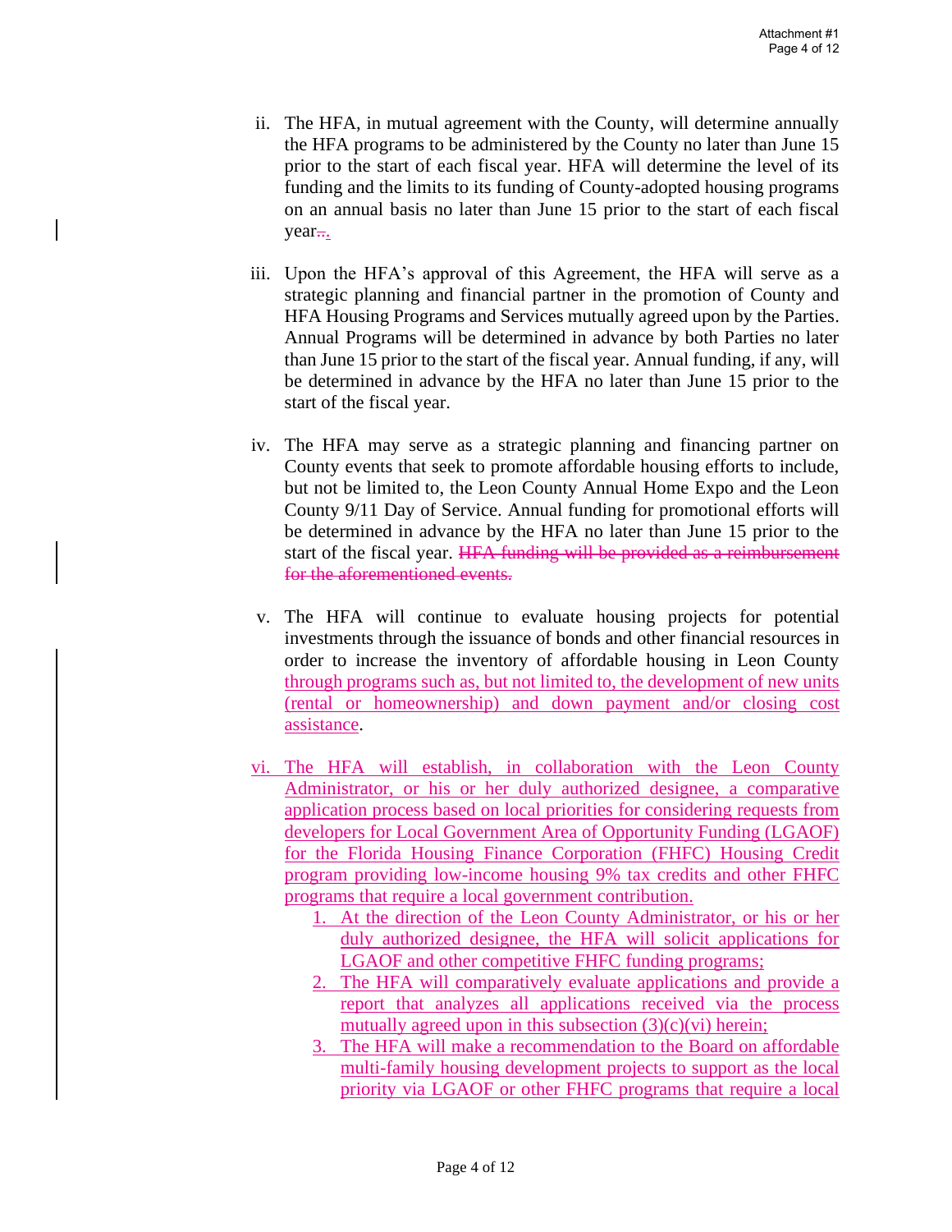ii. The HFA, in mutual agreement with the County, will determine annually the HFA programs to be administered by the County no later than June 15 prior to the start of each fiscal year. HFA will determine the level of its funding and the limits to its funding of County-adopted housing programs on an annual basis no later than June 15 prior to the start of each fiscal year~~..~~.

iii. Upon the HFA's approval of this Agreement, the HFA will serve as a strategic planning and financial partner in the promotion of County and HFA Housing Programs and Services mutually agreed upon by the Parties. Annual Programs will be determined in advance by both Parties no later than June 15 prior to the start of the fiscal year. Annual funding, if any, will be determined in advance by the HFA no later than June 15 prior to the start of the fiscal year.

iv. The HFA may serve as a strategic planning and financing partner on County events that seek to promote affordable housing efforts to include, but not be limited to, the Leon County Annual Home Expo and the Leon County 9/11 Day of Service. Annual funding for promotional efforts will be determined in advance by the HFA no later than June 15 prior to the start of the fiscal year. ~~HFA funding will be provided as a reimbursement for the aforementioned events.~~

v. The HFA will continue to evaluate housing projects for potential investments through the issuance of bonds and other financial resources in order to increase the inventory of affordable housing in Leon County <u>through programs such as, but not limited to, the development of new units (rental or homeownership) and down payment and/or closing cost assistance</u>.

<u>vi. The HFA will establish, in collaboration with the Leon County Administrator, or his or her duly authorized designee, a comparative application process based on local priorities for considering requests from developers for Local Government Area of Opportunity Funding (LGAOF) for the Florida Housing Finance Corporation (FHFC) Housing Credit program providing low-income housing 9% tax credits and other FHFC programs that require a local government contribution.</u>

1. <u>At the direction of the Leon County Administrator, or his or her duly authorized designee, the HFA will solicit applications for LGAOF and other competitive FHFC funding programs;</u>
2. <u>The HFA will comparatively evaluate applications and provide a report that analyzes all applications received via the process mutually agreed upon in this subsection (3)(c)(vi) herein;</u>
3. <u>The HFA will make a recommendation to the Board on affordable multi-family housing development projects to support as the local priority via LGAOF or other FHFC programs that require a local</u>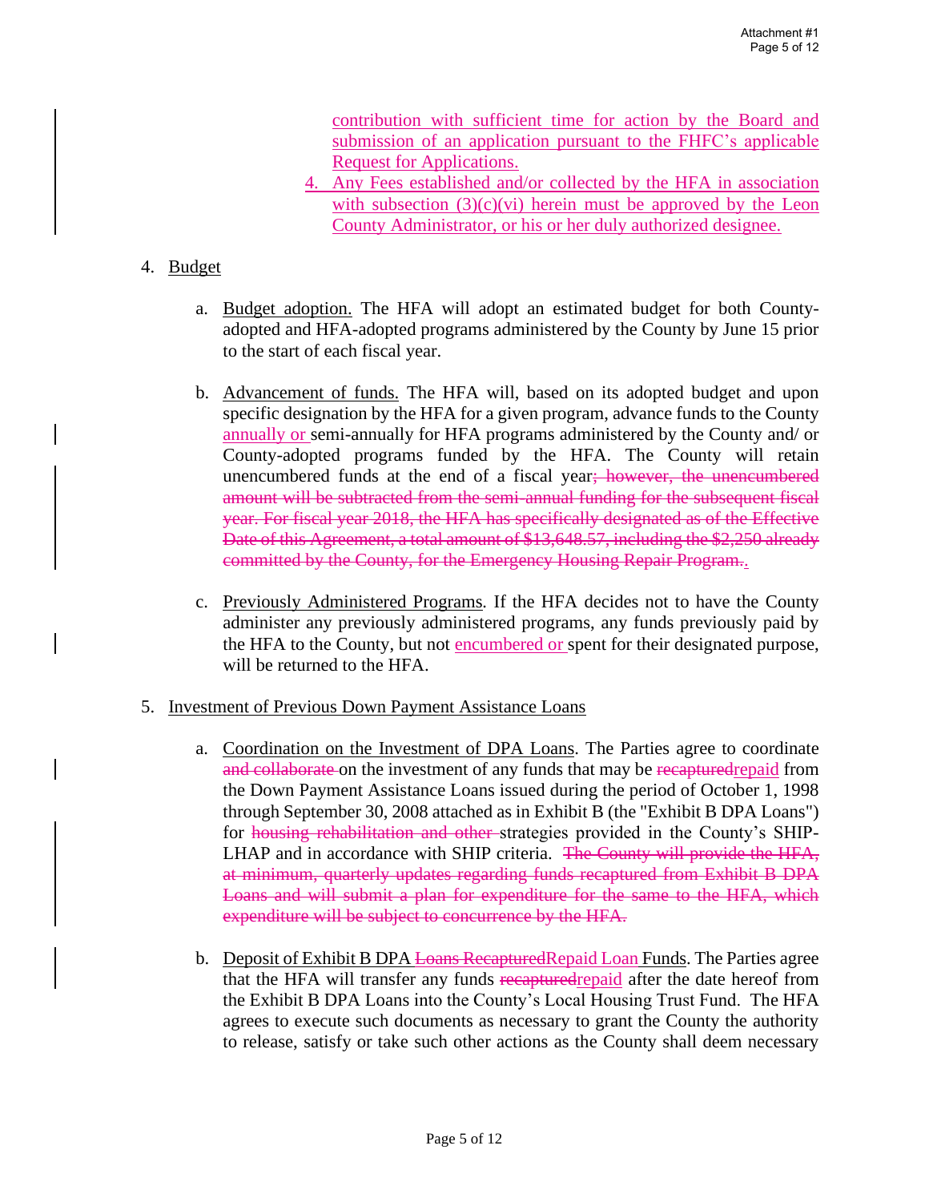contribution with sufficient time for action by the Board and submission of an application pursuant to the FHFC's applicable Request for Applications.

4. Any Fees established and/or collected by the HFA in association with subsection (3)(c)(vi) herein must be approved by the Leon County Administrator, or his or her duly authorized designee.

4. Budget

   a. Budget adoption. The HFA will adopt an estimated budget for both County-adopted and HFA-adopted programs administered by the County by June 15 prior to the start of each fiscal year.

   b. Advancement of funds. The HFA will, based on its adopted budget and upon specific designation by the HFA for a given program, advance funds to the County annually or semi-annually for HFA programs administered by the County and/ or County-adopted programs funded by the HFA. The County will retain unencumbered funds at the end of a fiscal year~~; however, the unencumbered amount will be subtracted from the semi-annual funding for the subsequent fiscal year. For fiscal year 2018, the HFA has specifically designated as of the Effective Date of this Agreement, a total amount of $13,648.57, including the $2,250 already committed by the County, for the Emergency Housing Repair Program.~~.

   c. Previously Administered Programs. If the HFA decides not to have the County administer any previously administered programs, any funds previously paid by the HFA to the County, but not encumbered or spent for their designated purpose, will be returned to the HFA.

5. Investment of Previous Down Payment Assistance Loans

   a. Coordination on the Investment of DPA Loans. The Parties agree to coordinate ~~and collaborate~~ on the investment of any funds that may be ~~recaptured~~repaid from the Down Payment Assistance Loans issued during the period of October 1, 1998 through September 30, 2008 attached as in Exhibit B (the "Exhibit B DPA Loans") for ~~housing rehabilitation and other~~ strategies provided in the County's SHIP-LHAP and in accordance with SHIP criteria. ~~The County will provide the HFA, at minimum, quarterly updates regarding funds recaptured from Exhibit B DPA Loans and will submit a plan for expenditure for the same to the HFA, which expenditure will be subject to concurrence by the HFA.~~

   b. Deposit of Exhibit B DPA ~~Loans Recaptured~~Repaid Loan Funds. The Parties agree that the HFA will transfer any funds ~~recaptured~~repaid after the date hereof from the Exhibit B DPA Loans into the County's Local Housing Trust Fund. The HFA agrees to execute such documents as necessary to grant the County the authority to release, satisfy or take such other actions as the County shall deem necessary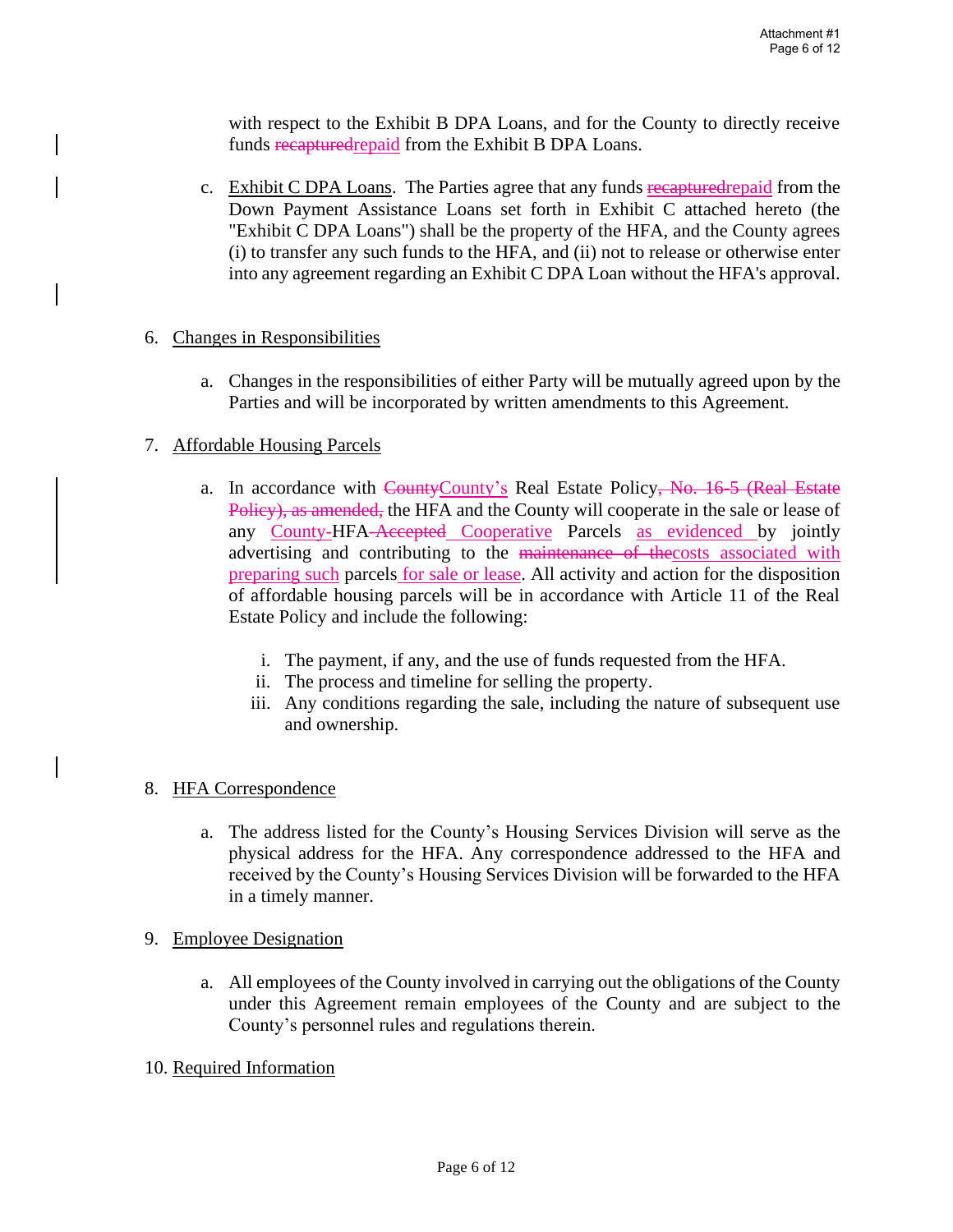with respect to the Exhibit B DPA Loans, and for the County to directly receive funds ~~recaptured~~repaid from the Exhibit B DPA Loans.

c. Exhibit C DPA Loans. The Parties agree that any funds ~~recaptured~~repaid from the Down Payment Assistance Loans set forth in Exhibit C attached hereto (the "Exhibit C DPA Loans") shall be the property of the HFA, and the County agrees (i) to transfer any such funds to the HFA, and (ii) not to release or otherwise enter into any agreement regarding an Exhibit C DPA Loan without the HFA's approval.

6. Changes in Responsibilities

   a. Changes in the responsibilities of either Party will be mutually agreed upon by the Parties and will be incorporated by written amendments to this Agreement.

7. Affordable Housing Parcels

   a. In accordance with ~~County~~County's Real Estate Policy~~, No. 16-5 (Real Estate Policy), as amended,~~ the HFA and the County will cooperate in the sale or lease of any County-HFA~~-Accepted~~ Cooperative Parcels as evidenced by jointly advertising and contributing to the ~~maintenance of the~~costs associated with preparing such parcels for sale or lease. All activity and action for the disposition of affordable housing parcels will be in accordance with Article 11 of the Real Estate Policy and include the following:

      i. The payment, if any, and the use of funds requested from the HFA.
      ii. The process and timeline for selling the property.
      iii. Any conditions regarding the sale, including the nature of subsequent use and ownership.

8. HFA Correspondence

   a. The address listed for the County's Housing Services Division will serve as the physical address for the HFA. Any correspondence addressed to the HFA and received by the County's Housing Services Division will be forwarded to the HFA in a timely manner.

9. Employee Designation

   a. All employees of the County involved in carrying out the obligations of the County under this Agreement remain employees of the County and are subject to the County's personnel rules and regulations therein.

10. Required Information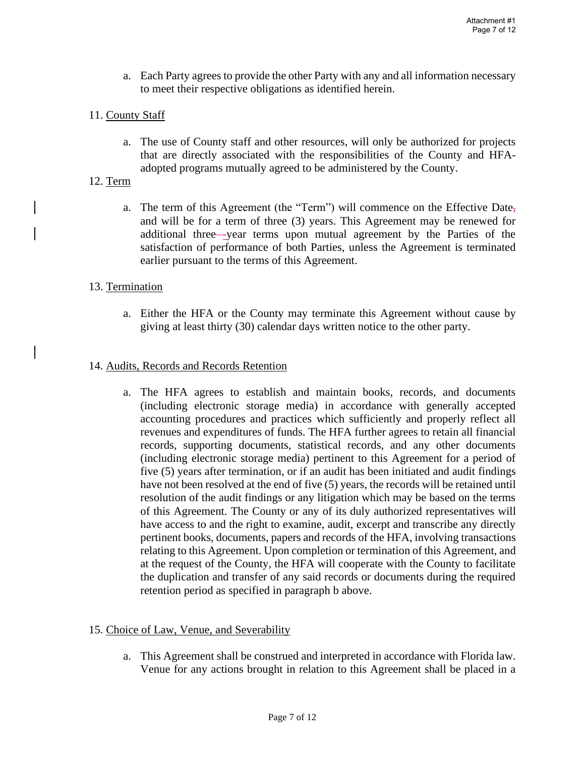a. Each Party agrees to provide the other Party with any and all information necessary to meet their respective obligations as identified herein.

11. <u>County Staff</u>

a. The use of County staff and other resources, will only be authorized for projects that are directly associated with the responsibilities of the County and HFA-adopted programs mutually agreed to be administered by the County.

12. <u>Term</u>

a. The term of this Agreement (the "Term") will commence on the Effective Date, and will be for a term of three (3) years. This Agreement may be renewed for additional three-year terms upon mutual agreement by the Parties of the satisfaction of performance of both Parties, unless the Agreement is terminated earlier pursuant to the terms of this Agreement.

13. <u>Termination</u>

a. Either the HFA or the County may terminate this Agreement without cause by giving at least thirty (30) calendar days written notice to the other party.

14. <u>Audits, Records and Records Retention</u>

a. The HFA agrees to establish and maintain books, records, and documents (including electronic storage media) in accordance with generally accepted accounting procedures and practices which sufficiently and properly reflect all revenues and expenditures of funds. The HFA further agrees to retain all financial records, supporting documents, statistical records, and any other documents (including electronic storage media) pertinent to this Agreement for a period of five (5) years after termination, or if an audit has been initiated and audit findings have not been resolved at the end of five (5) years, the records will be retained until resolution of the audit findings or any litigation which may be based on the terms of this Agreement. The County or any of its duly authorized representatives will have access to and the right to examine, audit, excerpt and transcribe any directly pertinent books, documents, papers and records of the HFA, involving transactions relating to this Agreement. Upon completion or termination of this Agreement, and at the request of the County, the HFA will cooperate with the County to facilitate the duplication and transfer of any said records or documents during the required retention period as specified in paragraph b above.

15. <u>Choice of Law, Venue, and Severability</u>

a. This Agreement shall be construed and interpreted in accordance with Florida law. Venue for any actions brought in relation to this Agreement shall be placed in a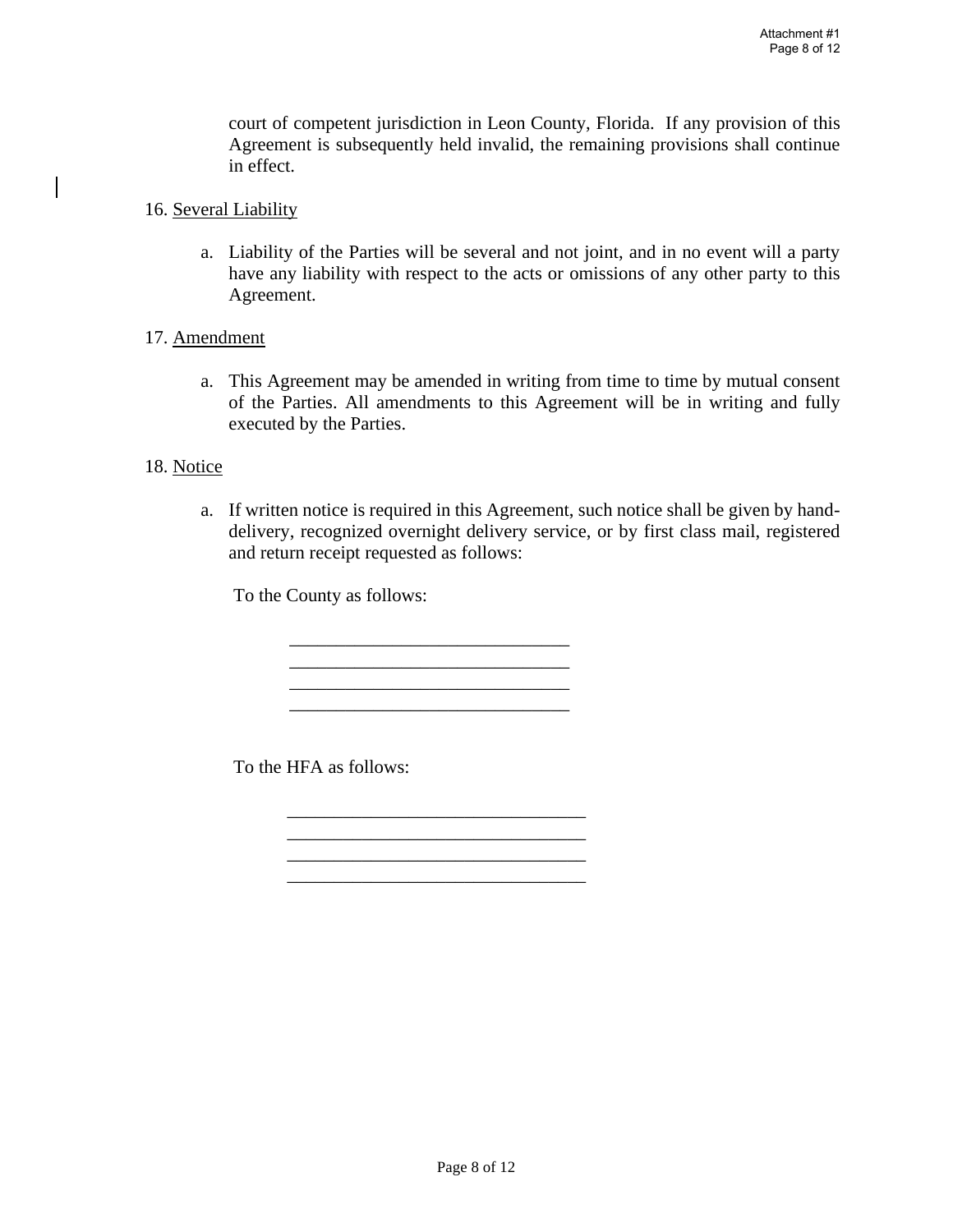court of competent jurisdiction in Leon County, Florida. If any provision of this Agreement is subsequently held invalid, the remaining provisions shall continue in effect.

16. <u>Several Liability</u>

    a. Liability of the Parties will be several and not joint, and in no event will a party have any liability with respect to the acts or omissions of any other party to this Agreement.

17. <u>Amendment</u>

    a. This Agreement may be amended in writing from time to time by mutual consent of the Parties. All amendments to this Agreement will be in writing and fully executed by the Parties.

18. <u>Notice</u>

    a. If written notice is required in this Agreement, such notice shall be given by hand-delivery, recognized overnight delivery service, or by first class mail, registered and return receipt requested as follows:

    To the County as follows:

    ______________________________
    ______________________________
    ______________________________
    ______________________________

    To the HFA as follows:

    ________________________________
    ________________________________
    ________________________________
    ________________________________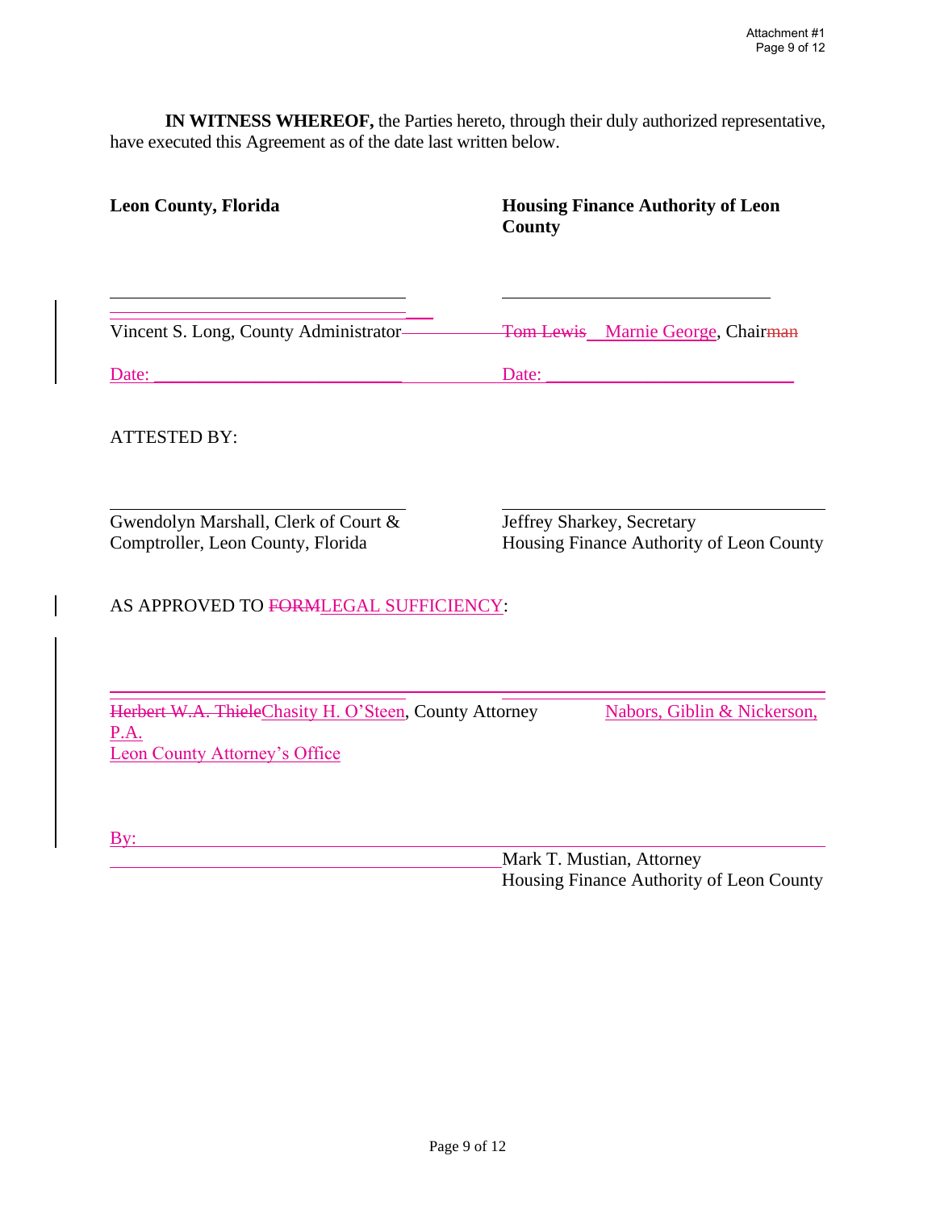**IN WITNESS WHEREOF,** the Parties hereto, through their duly authorized representative, have executed this Agreement as of the date last written below.

**Leon County, Florida**

______________________________

Vincent S. Long, County Administrator

Date: ____________________________

**Housing Finance Authority of Leon County**

______________________________

~~Tom Lewis~~ Marnie George, Chair~~man~~

Date: ____________________________

ATTESTED BY:

______________________________

Gwendolyn Marshall, Clerk of Court & Comptroller, Leon County, Florida

______________________________

Jeffrey Sharkey, Secretary
Housing Finance Authority of Leon County

AS APPROVED TO ~~FORM~~LEGAL SUFFICIENCY:

______________________________

~~Herbert W.A. Thiele~~Chasity H. O'Steen, County Attorney
Leon County Attorney's Office

By: ______________________________

Nabors, Giblin & Nickerson, P.A.

______________________________

Mark T. Mustian, Attorney
Housing Finance Authority of Leon County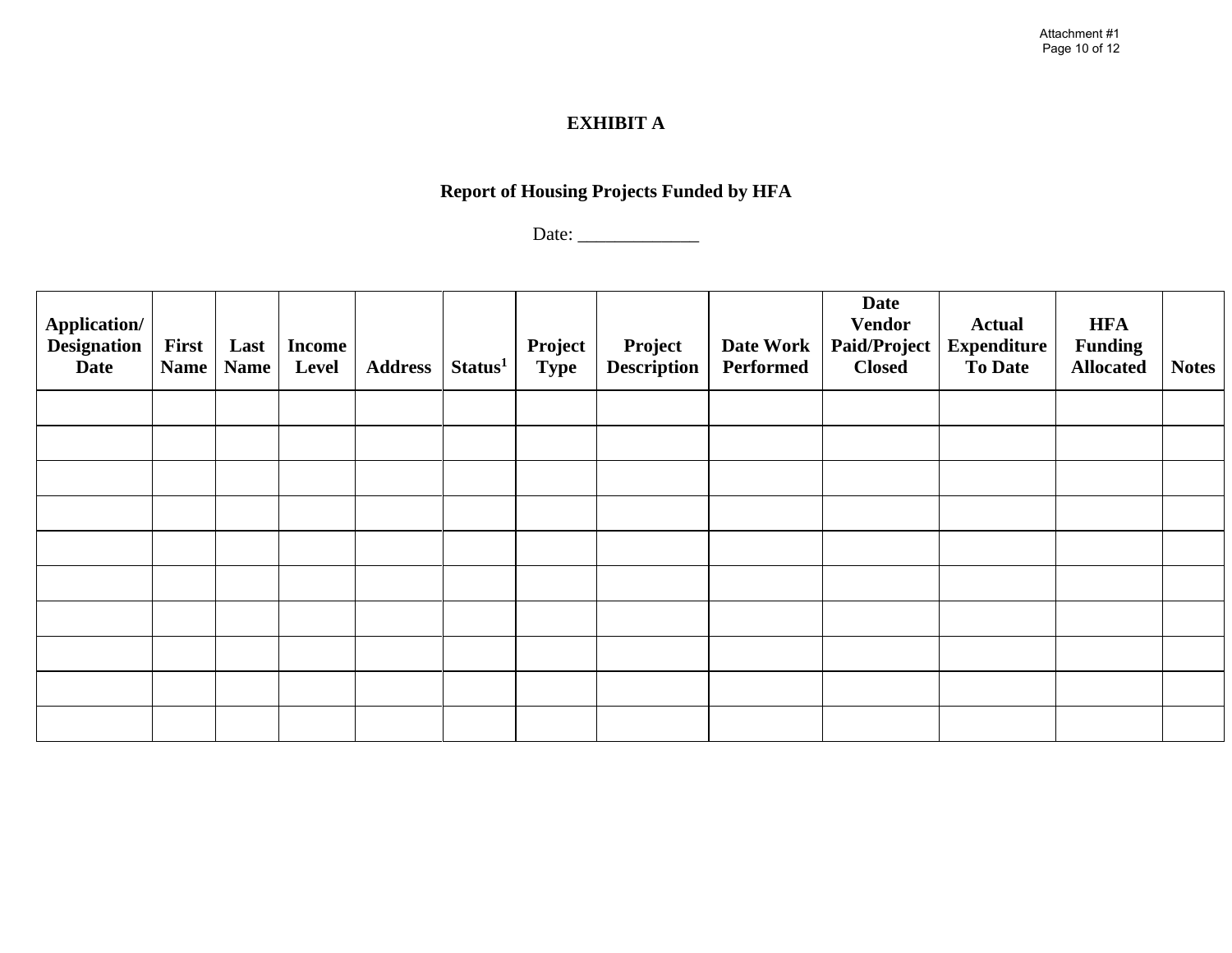# EXHIBIT A

## Report of Housing Projects Funded by HFA

Date: _____________

| Application/ Designation Date | First Name | Last Name | Income Level | Address | Status[1] | Project Type | Project Description | Date Work Performed | Date Vendor Paid/Project Closed | Actual Expenditure To Date | HFA Funding Allocated | Notes |
|---|---|---|---|---|---|---|---|---|---|---|---|---|
| | | | | | | | | | | | | |
| | | | | | | | | | | | | |
| | | | | | | | | | | | | |
| | | | | | | | | | | | | |
| | | | | | | | | | | | | |
| | | | | | | | | | | | | |
| | | | | | | | | | | | | |
| | | | | | | | | | | | | |
| | | | | | | | | | | | | |
| | | | | | | | | | | | | |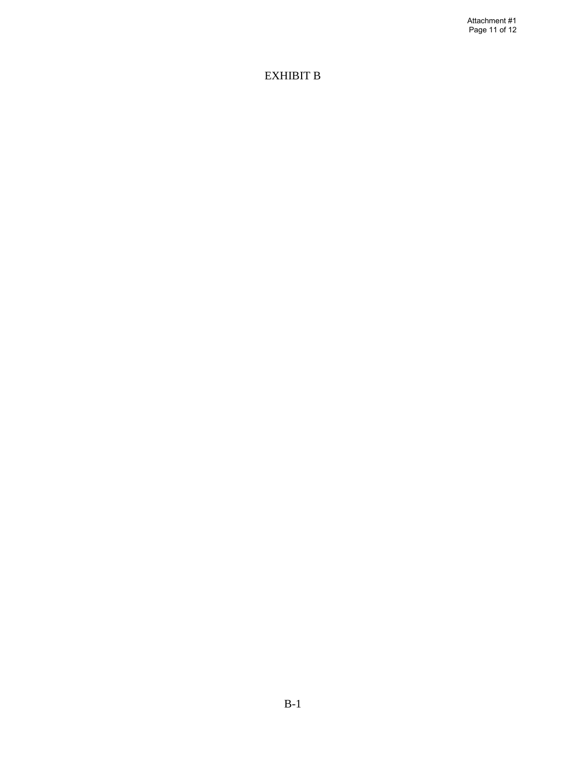# EXHIBIT B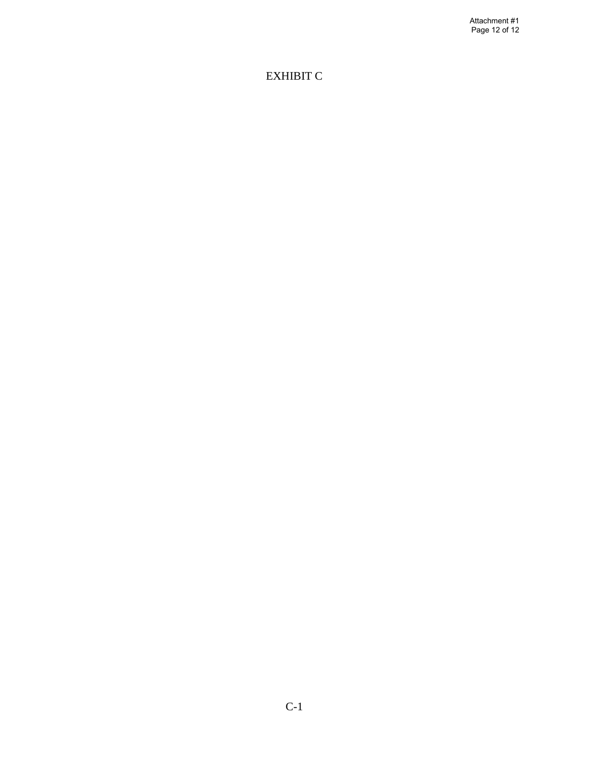# EXHIBIT C